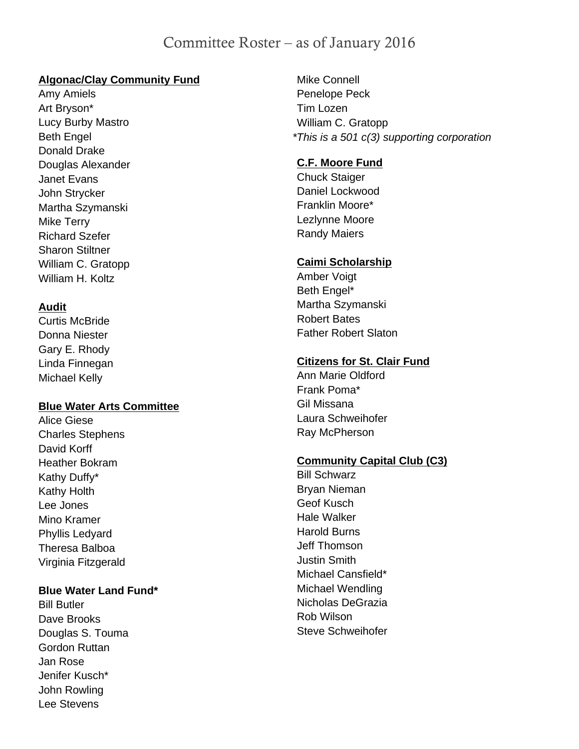# Committee Roster – as of January 2016

**Algonac/Clay Community Fund**

Amy Amiels
Art Bryson*
Lucy Burby Mastro
Beth Engel
Donald Drake
Douglas Alexander
Janet Evans
John Strycker
Martha Szymanski
Mike Terry
Richard Szefer
Sharon Stiltner
William C. Gratopp
William H. Koltz

**Audit**

Curtis McBride
Donna Niester
Gary E. Rhody
Linda Finnegan
Michael Kelly

**Blue Water Arts Committee**

Alice Giese
Charles Stephens
David Korff
Heather Bokram
Kathy Duffy*
Kathy Holth
Lee Jones
Mino Kramer
Phyllis Ledyard
Theresa Balboa
Virginia Fitzgerald

**Blue Water Land Fund***

Bill Butler
Dave Brooks
Douglas S. Touma
Gordon Ruttan
Jan Rose
Jenifer Kusch*
John Rowling
Lee Stevens
Mike Connell
Penelope Peck
Tim Lozen
William C. Gratopp

*\*This is a 501 c(3) supporting corporation*

**C.F. Moore Fund**

Chuck Staiger
Daniel Lockwood
Franklin Moore*
Lezlynne Moore
Randy Maiers

**Caimi Scholarship**

Amber Voigt
Beth Engel*
Martha Szymanski
Robert Bates
Father Robert Slaton

**Citizens for St. Clair Fund**

Ann Marie Oldford
Frank Poma*
Gil Missana
Laura Schweihofer
Ray McPherson

**Community Capital Club (C3)**

Bill Schwarz
Bryan Nieman
Geof Kusch
Hale Walker
Harold Burns
Jeff Thomson
Justin Smith
Michael Cansfield*
Michael Wendling
Nicholas DeGrazia
Rob Wilson
Steve Schweihofer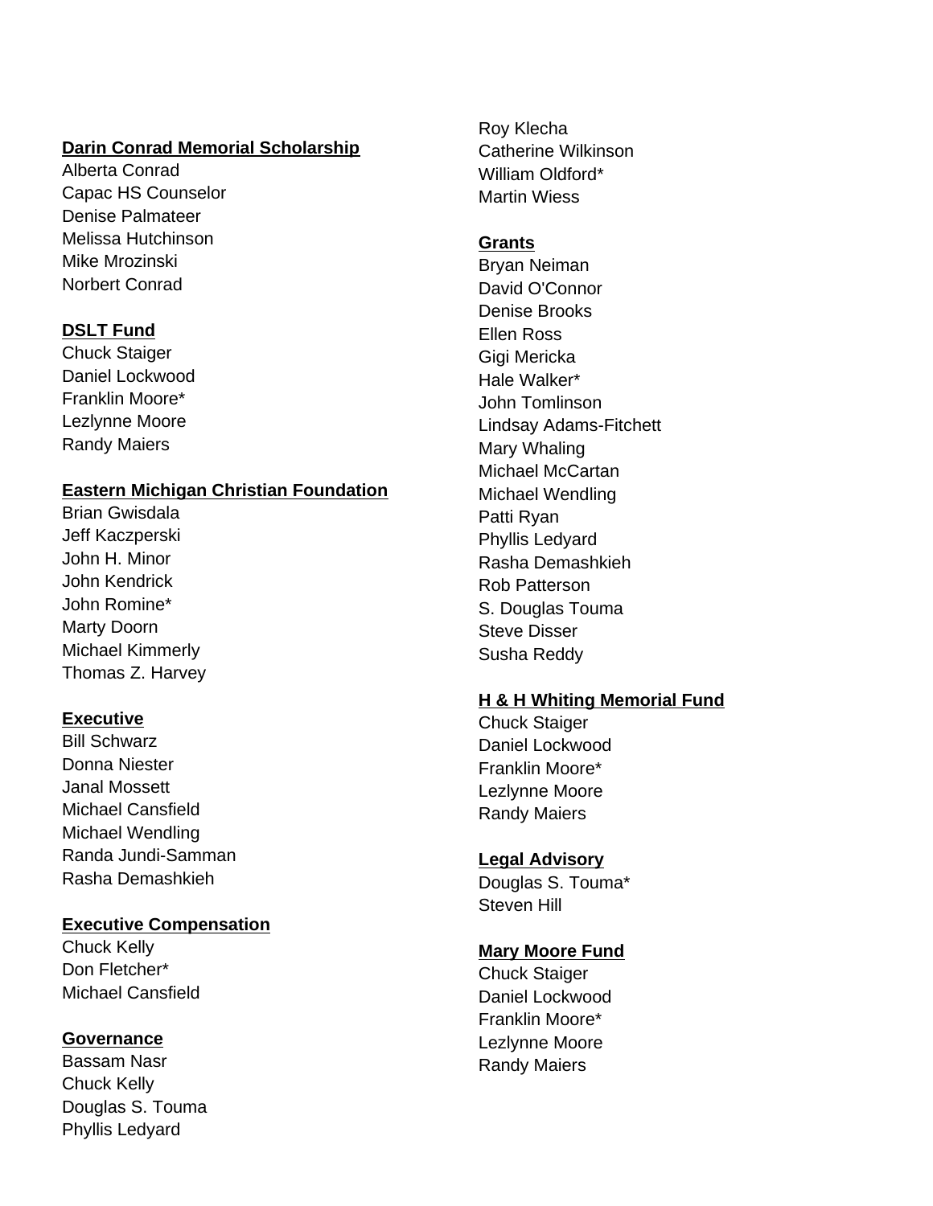**Darin Conrad Memorial Scholarship**

Alberta Conrad
Capac HS Counselor
Denise Palmateer
Melissa Hutchinson
Mike Mrozinski
Norbert Conrad

**DSLT Fund**

Chuck Staiger
Daniel Lockwood
Franklin Moore*
Lezlynne Moore
Randy Maiers

**Eastern Michigan Christian Foundation**

Brian Gwisdala
Jeff Kaczperski
John H. Minor
John Kendrick
John Romine*
Marty Doorn
Michael Kimmerly
Thomas Z. Harvey

**Executive**

Bill Schwarz
Donna Niester
Janal Mossett
Michael Cansfield
Michael Wendling
Randa Jundi-Samman
Rasha Demashkieh

**Executive Compensation**

Chuck Kelly
Don Fletcher*
Michael Cansfield

**Governance**

Bassam Nasr
Chuck Kelly
Douglas S. Touma
Phyllis Ledyard
Roy Klecha
Catherine Wilkinson
William Oldford*
Martin Wiess

**Grants**

Bryan Neiman
David O'Connor
Denise Brooks
Ellen Ross
Gigi Mericka
Hale Walker*
John Tomlinson
Lindsay Adams-Fitchett
Mary Whaling
Michael McCartan
Michael Wendling
Patti Ryan
Phyllis Ledyard
Rasha Demashkieh
Rob Patterson
S. Douglas Touma
Steve Disser
Susha Reddy

**H & H Whiting Memorial Fund**

Chuck Staiger
Daniel Lockwood
Franklin Moore*
Lezlynne Moore
Randy Maiers

**Legal Advisory**

Douglas S. Touma*
Steven Hill

**Mary Moore Fund**

Chuck Staiger
Daniel Lockwood
Franklin Moore*
Lezlynne Moore
Randy Maiers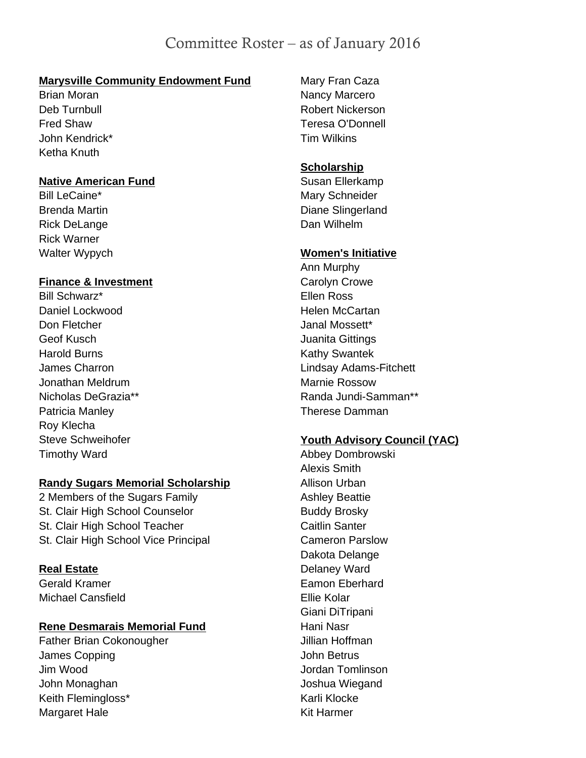# Committee Roster – as of January 2016

**Marysville Community Endowment Fund**

Brian Moran
Deb Turnbull
Fred Shaw
John Kendrick*
Ketha Knuth

**Native American Fund**

Bill LeCaine*
Brenda Martin
Rick DeLange
Rick Warner
Walter Wypych

**Finance & Investment**

Bill Schwarz*
Daniel Lockwood
Don Fletcher
Geof Kusch
Harold Burns
James Charron
Jonathan Meldrum
Nicholas DeGrazia**
Patricia Manley
Roy Klecha
Steve Schweihofer
Timothy Ward

**Randy Sugars Memorial Scholarship**

2 Members of the Sugars Family
St. Clair High School Counselor
St. Clair High School Teacher
St. Clair High School Vice Principal

**Real Estate**

Gerald Kramer
Michael Cansfield

**Rene Desmarais Memorial Fund**

Father Brian Cokonougher
James Copping
Jim Wood
John Monaghan
Keith Flemingloss*
Margaret Hale
Mary Fran Caza
Nancy Marcero
Robert Nickerson
Teresa O'Donnell
Tim Wilkins

**Scholarship**

Susan Ellerkamp
Mary Schneider
Diane Slingerland
Dan Wilhelm

**Women's Initiative**

Ann Murphy
Carolyn Crowe
Ellen Ross
Helen McCartan
Janal Mossett*
Juanita Gittings
Kathy Swantek
Lindsay Adams-Fitchett
Marnie Rossow
Randa Jundi-Samman**
Therese Damman

**Youth Advisory Council (YAC)**

Abbey Dombrowski
Alexis Smith
Allison Urban
Ashley Beattie
Buddy Brosky
Caitlin Santer
Cameron Parslow
Dakota Delange
Delaney Ward
Eamon Eberhard
Ellie Kolar
Giani DiTripani
Hani Nasr
Jillian Hoffman
John Betrus
Jordan Tomlinson
Joshua Wiegand
Karli Klocke
Kit Harmer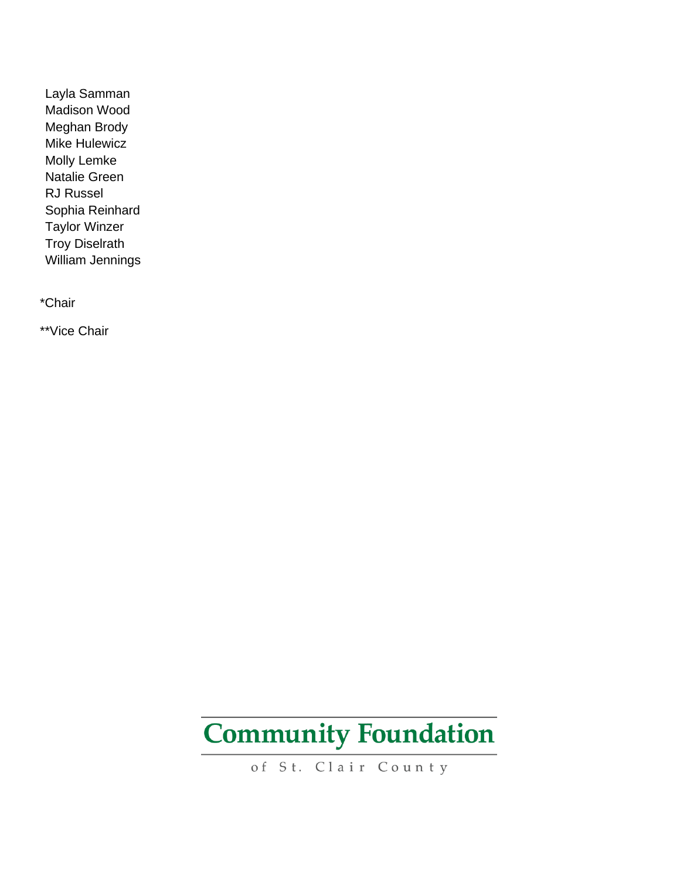Layla Samman
Madison Wood
Meghan Brody
Mike Hulewicz
Molly Lemke
Natalie Green
RJ Russel
Sophia Reinhard
Taylor Winzer
Troy Diselrath
William Jennings

*Chair

**Vice Chair

Community Foundation
of St. Clair County